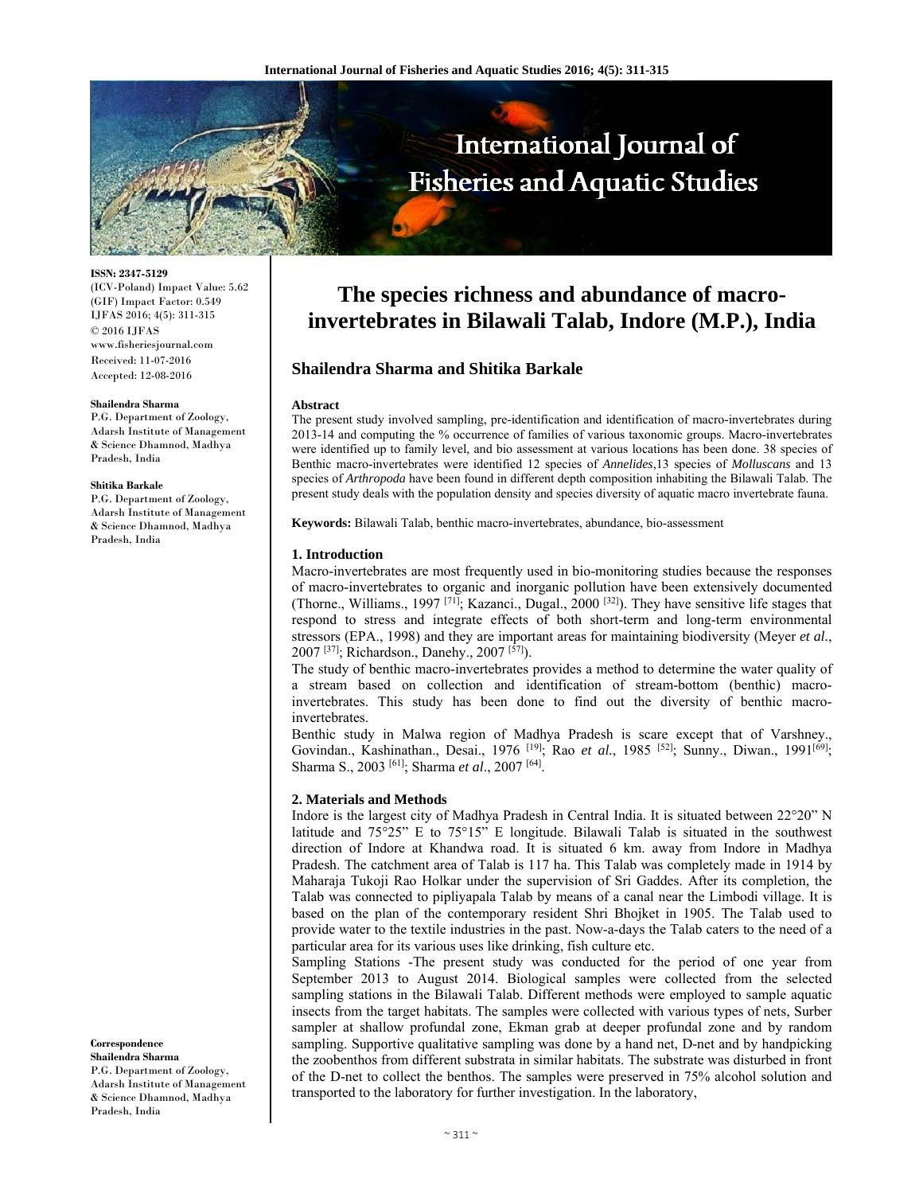**ISSN: 2347-5129**
(ICV-Poland) Impact Value: 5.62
(GIF) Impact Factor: 0.549
IJFAS 2016; 4(5): 311-315
© 2016 IJFAS
www.fisheriesjournal.com
Received: 11-07-2016
Accepted: 12-08-2016

**Shailendra Sharma**
P.G. Department of Zoology, Adarsh Institute of Management & Science Dhamnod, Madhya Pradesh, India

**Shitika Barkale**
P.G. Department of Zoology, Adarsh Institute of Management & Science Dhamnod, Madhya Pradesh, India

**Correspondence**
**Shailendra Sharma**
P.G. Department of Zoology, Adarsh Institute of Management & Science Dhamnod, Madhya Pradesh, India

# The species richness and abundance of macro-invertebrates in Bilawali Talab, Indore (M.P.), India

**Shailendra Sharma and Shitika Barkale**

**Abstract**

The present study involved sampling, pre-identification and identification of macro-invertebrates during 2013-14 and computing the % occurrence of families of various taxonomic groups. Macro-invertebrates were identified up to family level, and bio assessment at various locations has been done. 38 species of Benthic macro-invertebrates were identified 12 species of *Annelides*,13 species of *Molluscans* and 13 species of *Arthropoda* have been found in different depth composition inhabiting the Bilawali Talab. The present study deals with the population density and species diversity of aquatic macro invertebrate fauna.

**Keywords:** Bilawali Talab, benthic macro-invertebrates, abundance, bio-assessment

## 1. Introduction

Macro-invertebrates are most frequently used in bio-monitoring studies because the responses of macro-invertebrates to organic and inorganic pollution have been extensively documented (Thorne., Williams., 1997 [71]; Kazanci., Dugal., 2000 [32]). They have sensitive life stages that respond to stress and integrate effects of both short-term and long-term environmental stressors (EPA., 1998) and they are important areas for maintaining biodiversity (Meyer *et al*., 2007 [37]; Richardson., Danehy., 2007 [57]).

The study of benthic macro-invertebrates provides a method to determine the water quality of a stream based on collection and identification of stream-bottom (benthic) macro-invertebrates. This study has been done to find out the diversity of benthic macro-invertebrates.

Benthic study in Malwa region of Madhya Pradesh is scare except that of Varshney., Govindan., Kashinathan., Desai., 1976 [19]; Rao *et al*., 1985 [52]; Sunny., Diwan., 1991[69]; Sharma S., 2003 [61]; Sharma *et al*., 2007 [64].

## 2. Materials and Methods

Indore is the largest city of Madhya Pradesh in Central India. It is situated between 22°20” N latitude and 75°25” E to 75°15” E longitude. Bilawali Talab is situated in the southwest direction of Indore at Khandwa road. It is situated 6 km. away from Indore in Madhya Pradesh. The catchment area of Talab is 117 ha. This Talab was completely made in 1914 by Maharaja Tukoji Rao Holkar under the supervision of Sri Gaddes. After its completion, the Talab was connected to pipliyapala Talab by means of a canal near the Limbodi village. It is based on the plan of the contemporary resident Shri Bhojket in 1905. The Talab used to provide water to the textile industries in the past. Now-a-days the Talab caters to the need of a particular area for its various uses like drinking, fish culture etc.

Sampling Stations -The present study was conducted for the period of one year from September 2013 to August 2014. Biological samples were collected from the selected sampling stations in the Bilawali Talab. Different methods were employed to sample aquatic insects from the target habitats. The samples were collected with various types of nets, Surber sampler at shallow profundal zone, Ekman grab at deeper profundal zone and by random sampling. Supportive qualitative sampling was done by a hand net, D-net and by handpicking the zoobenthos from different substrata in similar habitats. The substrate was disturbed in front of the D-net to collect the benthos. The samples were preserved in 75% alcohol solution and transported to the laboratory for further investigation. In the laboratory,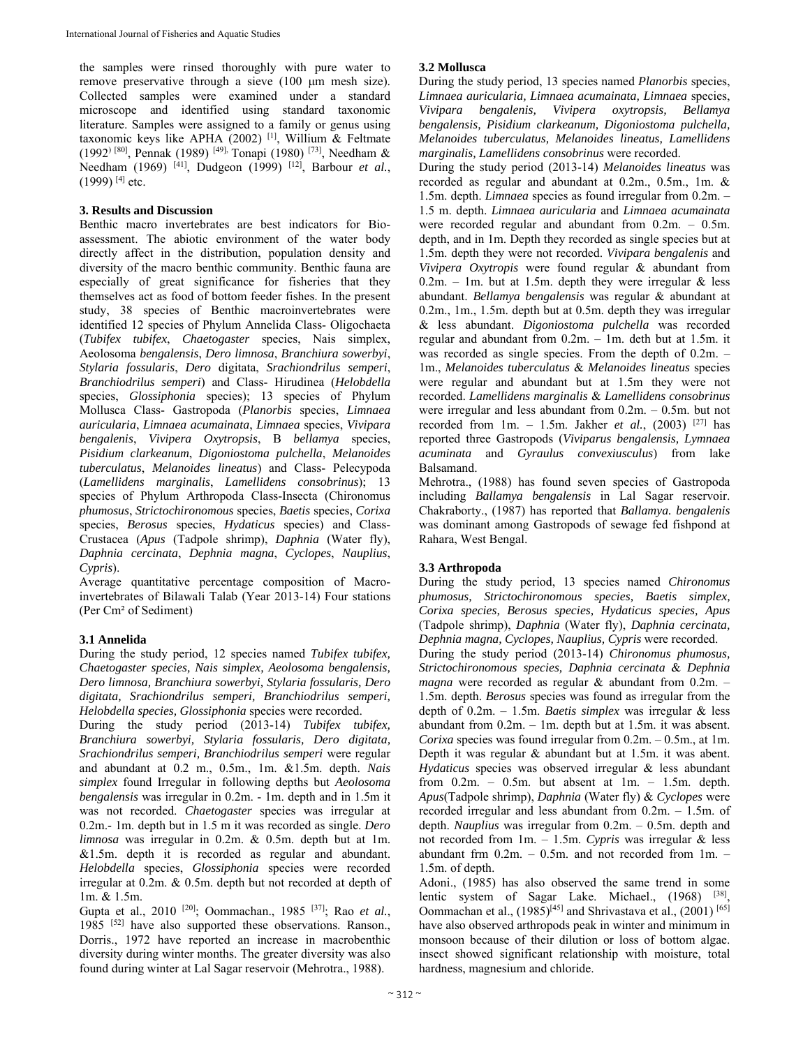the samples were rinsed thoroughly with pure water to remove preservative through a sieve (100 μm mesh size). Collected samples were examined under a standard microscope and identified using standard taxonomic literature. Samples were assigned to a family or genus using taxonomic keys like APHA (2002) [1], Willium & Feltmate (1992) [80], Pennak (1989) [49], Tonapi (1980) [73], Needham & Needham (1969) [41], Dudgeon (1999) [12], Barbour *et al.*, (1999) [4] etc.

## 3. Results and Discussion

Benthic macro invertebrates are best indicators for Bio-assessment. The abiotic environment of the water body directly affect in the distribution, population density and diversity of the macro benthic community. Benthic fauna are especially of great significance for fisheries that they themselves act as food of bottom feeder fishes. In the present study, 38 species of Benthic macroinvertebrates were identified 12 species of Phylum Annelida Class- Oligochaeta (*Tubifex tubifex*, *Chaetogaster* species, Nais simplex, Aeolosoma *bengalensis*, *Dero limnosa*, *Branchiura sowerbyi*, *Stylaria fossularis*, *Dero* digitata, *Srachiondrilus semperi*, *Branchiodrilus semperi*) and Class- Hirudinea (*Helobdella* species, *Glossiphonia* species); 13 species of Phylum Mollusca Class- Gastropoda (*Planorbis* species, *Limnaea auricularia*, *Limnaea acumainata*, *Limnaea* species, *Vivipara bengalenis*, *Vivipera Oxytropsis*, B *bellamya* species, *Pisidium clarkeanum*, *Digoniostoma pulchella*, *Melanoides tuberculatus*, *Melanoides lineatus*) and Class- Pelecypoda (*Lamellidens marginalis*, *Lamellidens consobrinus*); 13 species of Phylum Arthropoda Class-Insecta (Chironomus *phumosus*, *Strictochironomous* species, *Baetis* species, *Corixa* species, *Berosus* species, *Hydaticus* species) and Class-Crustacea (*Apus* (Tadpole shrimp), *Daphnia* (Water fly), *Daphnia cercinata*, *Dephnia magna*, *Cyclopes*, *Nauplius*, *Cypris*).

Average quantitative percentage composition of Macro-invertebrates of Bilawali Talab (Year 2013-14) Four stations (Per Cm² of Sediment)

### 3.1 Annelida

During the study period, 12 species named *Tubifex tubifex, Chaetogaster species, Nais simplex, Aeolosoma bengalensis, Dero limnosa, Branchiura sowerbyi, Stylaria fossularis, Dero digitata, Srachiondrilus semperi, Branchiodrilus semperi, Helobdella species, Glossiphonia* species were recorded.

During the study period (2013-14) *Tubifex tubifex, Branchiura sowerbyi, Stylaria fossularis, Dero digitata, Srachiondrilus semperi, Branchiodrilus semperi* were regular and abundant at 0.2 m., 0.5m., 1m. &1.5m. depth. *Nais simplex* found Irregular in following depths but *Aeolosoma bengalensis* was irregular in 0.2m. - 1m. depth and in 1.5m it was not recorded. *Chaetogaster* species was irregular at 0.2m.- 1m. depth but in 1.5 m it was recorded as single. *Dero limnosa* was irregular in 0.2m. & 0.5m. depth but at 1m. &1.5m. depth it is recorded as regular and abundant. *Helobdella* species, *Glossiphonia* species were recorded irregular at 0.2m. & 0.5m. depth but not recorded at depth of 1m. & 1.5m.

Gupta et al., 2010 [20]; Oommachan., 1985 [37]; Rao *et al.*, 1985 [52] have also supported these observations. Ranson., Dorris., 1972 have reported an increase in macrobenthic diversity during winter months. The greater diversity was also found during winter at Lal Sagar reservoir (Mehrotra., 1988).

### 3.2 Mollusca

During the study period, 13 species named *Planorbis* species, *Limnaea auricularia, Limnaea acumainata, Limnaea* species, *Vivipara bengalenis, Vivipera oxytropsis, Bellamya bengalensis, Pisidium clarkeanum, Digoniostoma pulchella, Melanoides tuberculatus, Melanoides lineatus, Lamellidens marginalis, Lamellidens consobrinus* were recorded.

During the study period (2013-14) *Melanoides lineatus* was recorded as regular and abundant at 0.2m., 0.5m., 1m. & 1.5m. depth. *Limnaea* species as found irregular from 0.2m. – 1.5 m. depth. *Limnaea auricularia* and *Limnaea acumainata* were recorded regular and abundant from 0.2m. – 0.5m. depth, and in 1m. Depth they recorded as single species but at 1.5m. depth they were not recorded. *Vivipara bengalenis* and *Vivipera Oxytropis* were found regular & abundant from 0.2m. – 1m. but at 1.5m. depth they were irregular & less abundant. *Bellamya bengalensis* was regular & abundant at 0.2m., 1m., 1.5m. depth but at 0.5m. depth they was irregular & less abundant. *Digoniostoma pulchella* was recorded regular and abundant from 0.2m. – 1m. deth but at 1.5m. it was recorded as single species. From the depth of 0.2m. – 1m., *Melanoides tuberculatus* & *Melanoides lineatus* species were regular and abundant but at 1.5m they were not recorded. *Lamellidens marginalis* & *Lamellidens consobrinus* were irregular and less abundant from 0.2m. – 0.5m. but not recorded from 1m. – 1.5m. Jakher *et al.*, (2003) [27] has reported three Gastropods (*Viviparus bengalensis, Lymnaea acuminata* and *Gyraulus convexiusculus*) from lake Balsamand.

Mehrotra., (1988) has found seven species of Gastropoda including *Ballamya bengalensis* in Lal Sagar reservoir. Chakraborty., (1987) has reported that *Ballamya. bengalensis* was dominant among Gastropods of sewage fed fishpond at Rahara, West Bengal.

### 3.3 Arthropoda

During the study period, 13 species named *Chironomus phumosus, Strictochironomous species, Baetis simplex, Corixa species, Berosus species, Hydaticus species, Apus* (Tadpole shrimp), *Daphnia* (Water fly), *Daphnia cercinata, Dephnia magna, Cyclopes, Nauplius, Cypris* were recorded.

During the study period (2013-14) *Chironomus phumosus, Strictochironomous species, Daphnia cercinata* & *Dephnia magna* were recorded as regular & abundant from 0.2m. – 1.5m. depth. *Berosus* species was found as irregular from the depth of 0.2m. – 1.5m. *Baetis simplex* was irregular & less abundant from 0.2m. – 1m. depth but at 1.5m. it was absent. *Corixa* species was found irregular from 0.2m. – 0.5m., at 1m. Depth it was regular & abundant but at 1.5m. it was abent. *Hydaticus* species was observed irregular & less abundant from 0.2m. – 0.5m. but absent at 1m. – 1.5m. depth. *Apus*(Tadpole shrimp), *Daphnia* (Water fly) & *Cyclopes* were recorded irregular and less abundant from 0.2m. – 1.5m. of depth. *Nauplius* was irregular from 0.2m. – 0.5m. depth and not recorded from 1m. – 1.5m. *Cypris* was irregular & less abundant frm 0.2m. – 0.5m. and not recorded from 1m. – 1.5m. of depth.

Adoni., (1985) has also observed the same trend in some lentic system of Sagar Lake. Michael., (1968) [38], Oommachan et al., (1985)[45] and Shrivastava et al., (2001) [65] have also observed arthropods peak in winter and minimum in monsoon because of their dilution or loss of bottom algae. insect showed significant relationship with moisture, total hardness, magnesium and chloride.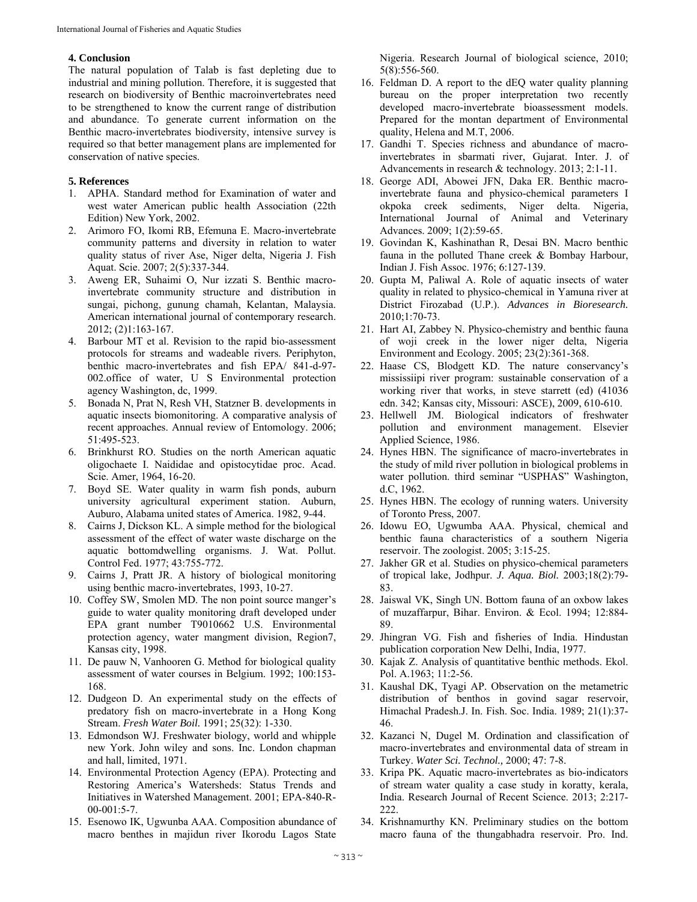## 4. Conclusion

The natural population of Talab is fast depleting due to industrial and mining pollution. Therefore, it is suggested that research on biodiversity of Benthic macroinvertebrates need to be strengthened to know the current range of distribution and abundance. To generate current information on the Benthic macro-invertebrates biodiversity, intensive survey is required so that better management plans are implemented for conservation of native species.

## 5. References

1. APHA. Standard method for Examination of water and west water American public health Association (22th Edition) New York, 2002.
2. Arimoro FO, Ikomi RB, Efemuna E. Macro-invertebrate community patterns and diversity in relation to water quality status of river Ase, Niger delta, Nigeria J. Fish Aquat. Scie. 2007; 2(5):337-344.
3. Aweng ER, Suhaimi O, Nur izzati S. Benthic macro-invertebrate community structure and distribution in sungai, pichong, gunung chamah, Kelantan, Malaysia. American international journal of contemporary research. 2012; (2)1:163-167.
4. Barbour MT et al. Revision to the rapid bio-assessment protocols for streams and wadeable rivers. Periphyton, benthic macro-invertebrates and fish EPA/ 841-d-97-002.office of water, U S Environmental protection agency Washington, dc, 1999.
5. Bonada N, Prat N, Resh VH, Statzner B. developments in aquatic insects biomonitoring. A comparative analysis of recent approaches. Annual review of Entomology. 2006; 51:495-523.
6. Brinkhurst RO. Studies on the north American aquatic oligochaete I. Naididae and opistocytidae proc. Acad. Scie. Amer, 1964, 16-20.
7. Boyd SE. Water quality in warm fish ponds, auburn university agricultural experiment station. Auburn, Auburo, Alabama united states of America. 1982, 9-44.
8. Cairns J, Dickson KL. A simple method for the biological assessment of the effect of water waste discharge on the aquatic bottomdwelling organisms. J. Wat. Pollut. Control Fed. 1977; 43:755-772.
9. Cairns J, Pratt JR. A history of biological monitoring using benthic macro-invertebrates, 1993, 10-27.
10. Coffey SW, Smolen MD. The non point source manger's guide to water quality monitoring draft developed under EPA grant number T9010662 U.S. Environmental protection agency, water mangment division, Region7, Kansas city, 1998.
11. De pauw N, Vanhooren G. Method for biological quality assessment of water courses in Belgium. 1992; 100:153-168.
12. Dudgeon D. An experimental study on the effects of predatory fish on macro-invertebrate in a Hong Kong Stream. *Fresh Water Boil.* 1991; 25(32): 1-330.
13. Edmondson WJ. Freshwater biology, world and whipple new York. John wiley and sons. Inc. London chapman and hall, limited, 1971.
14. Environmental Protection Agency (EPA). Protecting and Restoring America's Watersheds: Status Trends and Initiatives in Watershed Management. 2001; EPA-840-R-00-001:5-7.
15. Esenowo IK, Ugwunba AAA. Composition abundance of macro benthes in majidun river Ikorodu Lagos State Nigeria. Research Journal of biological science, 2010; 5(8):556-560.
16. Feldman D. A report to the dEQ water quality planning bureau on the proper interpretation two recently developed macro-invertebrate bioassessment models. Prepared for the montan department of Environmental quality, Helena and M.T, 2006.
17. Gandhi T. Species richness and abundance of macro-invertebrates in sbarmati river, Gujarat. Inter. J. of Advancements in research & technology. 2013; 2:1-11.
18. George ADI, Abowei JFN, Daka ER. Benthic macro-invertebrate fauna and physico-chemical parameters I okpoka creek sediments, Niger delta. Nigeria, International Journal of Animal and Veterinary Advances. 2009; 1(2):59-65.
19. Govindan K, Kashinathan R, Desai BN. Macro benthic fauna in the polluted Thane creek & Bombay Harbour, Indian J. Fish Assoc. 1976; 6:127-139.
20. Gupta M, Paliwal A. Role of aquatic insects of water quality in related to physico-chemical in Yamuna river at District Firozabad (U.P.). *Advances in Bioresearch.* 2010;1:70-73.
21. Hart AI, Zabbey N. Physico-chemistry and benthic fauna of woji creek in the lower niger delta, Nigeria Environment and Ecology. 2005; 23(2):361-368.
22. Haase CS, Blodgett KD. The nature conservancy's mississiipi river program: sustainable conservation of a working river that works, in steve starrett (ed) (41036 edn. 342; Kansas city, Missouri: ASCE), 2009, 610-610.
23. Hellwell JM. Biological indicators of freshwater pollution and environment management. Elsevier Applied Science, 1986.
24. Hynes HBN. The significance of macro-invertebrates in the study of mild river pollution in biological problems in water pollution. third seminar "USPHAS" Washington, d.C, 1962.
25. Hynes HBN. The ecology of running waters. University of Toronto Press, 2007.
26. Idowu EO, Ugwumba AAA. Physical, chemical and benthic fauna characteristics of a southern Nigeria reservoir. The zoologist. 2005; 3:15-25.
27. Jakher GR et al. Studies on physico-chemical parameters of tropical lake, Jodhpur. *J. Aqua. Biol.* 2003;18(2):79-83.
28. Jaiswal VK, Singh UN. Bottom fauna of an oxbow lakes of muzaffarpur, Bihar. Environ. & Ecol. 1994; 12:884-89.
29. Jhingran VG. Fish and fisheries of India. Hindustan publication corporation New Delhi, India, 1977.
30. Kajak Z. Analysis of quantitative benthic methods. Ekol. Pol. A.1963; 11:2-56.
31. Kaushal DK, Tyagi AP. Observation on the metametric distribution of benthos in govind sagar reservoir, Himachal Pradesh.J. In. Fish. Soc. India. 1989; 21(1):37-46.
32. Kazanci N, Dugel M. Ordination and classification of macro-invertebrates and environmental data of stream in Turkey. *Water Sci. Technol.,* 2000; 47: 7-8.
33. Kripa PK. Aquatic macro-invertebrates as bio-indicators of stream water quality a case study in koratty, kerala, India. Research Journal of Recent Science. 2013; 2:217-222.
34. Krishnamurthy KN. Preliminary studies on the bottom macro fauna of the thungabhadra reservoir. Pro. Ind.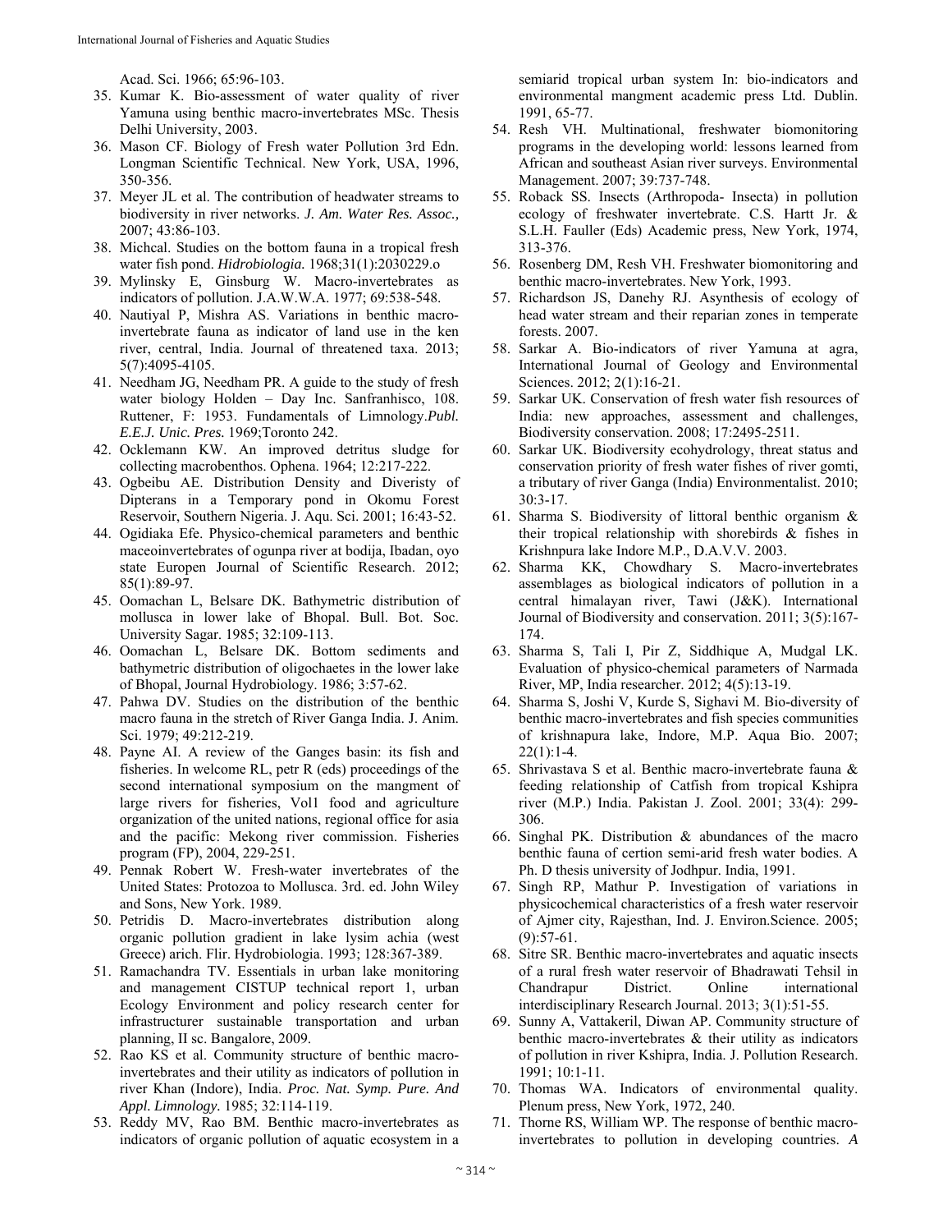Acad. Sci. 1966; 65:96-103.

35. Kumar K. Bio-assessment of water quality of river Yamuna using benthic macro-invertebrates MSc. Thesis Delhi University, 2003.
36. Mason CF. Biology of Fresh water Pollution 3rd Edn. Longman Scientific Technical. New York, USA, 1996, 350-356.
37. Meyer JL et al. The contribution of headwater streams to biodiversity in river networks. *J. Am. Water Res. Assoc.,* 2007; 43:86-103.
38. Michcal. Studies on the bottom fauna in a tropical fresh water fish pond. *Hidrobiologia.* 1968;31(1):2030229.o
39. Mylinsky E, Ginsburg W. Macro-invertebrates as indicators of pollution. J.A.W.W.A. 1977; 69:538-548.
40. Nautiyal P, Mishra AS. Variations in benthic macro-invertebrate fauna as indicator of land use in the ken river, central, India. Journal of threatened taxa. 2013; 5(7):4095-4105.
41. Needham JG, Needham PR. A guide to the study of fresh water biology Holden – Day Inc. Sanfranhisco, 108. Ruttener, F: 1953. Fundamentals of Limnology.*Publ. E.E.J. Unic. Pres.* 1969;Toronto 242.
42. Ocklemann KW. An improved detritus sludge for collecting macrobenthos. Ophena. 1964; 12:217-222.
43. Ogbeibu AE. Distribution Density and Diveristy of Dipterans in a Temporary pond in Okomu Forest Reservoir, Southern Nigeria. J. Aqu. Sci. 2001; 16:43-52.
44. Ogidiaka Efe. Physico-chemical parameters and benthic maceoinvertebrates of ogunpa river at bodija, Ibadan, oyo state Europen Journal of Scientific Research. 2012; 85(1):89-97.
45. Oomachan L, Belsare DK. Bathymetric distribution of mollusca in lower lake of Bhopal. Bull. Bot. Soc. University Sagar. 1985; 32:109-113.
46. Oomachan L, Belsare DK. Bottom sediments and bathymetric distribution of oligochaetes in the lower lake of Bhopal, Journal Hydrobiology. 1986; 3:57-62.
47. Pahwa DV. Studies on the distribution of the benthic macro fauna in the stretch of River Ganga India. J. Anim. Sci. 1979; 49:212-219.
48. Payne AI. A review of the Ganges basin: its fish and fisheries. In welcome RL, petr R (eds) proceedings of the second international symposium on the mangment of large rivers for fisheries, Vol1 food and agriculture organization of the united nations, regional office for asia and the pacific: Mekong river commission. Fisheries program (FP), 2004, 229-251.
49. Pennak Robert W. Fresh-water invertebrates of the United States: Protozoa to Mollusca. 3rd. ed. John Wiley and Sons, New York. 1989.
50. Petridis D. Macro-invertebrates distribution along organic pollution gradient in lake lysim achia (west Greece) arich. Flir. Hydrobiologia. 1993; 128:367-389.
51. Ramachandra TV. Essentials in urban lake monitoring and management CISTUP technical report 1, urban Ecology Environment and policy research center for infrastructurer sustainable transportation and urban planning, II sc. Bangalore, 2009.
52. Rao KS et al. Community structure of benthic macro-invertebrates and their utility as indicators of pollution in river Khan (Indore), India. *Proc. Nat. Symp. Pure. And Appl. Limnology.* 1985; 32:114-119.
53. Reddy MV, Rao BM. Benthic macro-invertebrates as indicators of organic pollution of aquatic ecosystem in a semiarid tropical urban system In: bio-indicators and environmental mangment academic press Ltd. Dublin. 1991, 65-77.
54. Resh VH. Multinational, freshwater biomonitoring programs in the developing world: lessons learned from African and southeast Asian river surveys. Environmental Management. 2007; 39:737-748.
55. Roback SS. Insects (Arthropoda- Insecta) in pollution ecology of freshwater invertebrate. C.S. Hartt Jr. & S.L.H. Fauller (Eds) Academic press, New York, 1974, 313-376.
56. Rosenberg DM, Resh VH. Freshwater biomonitoring and benthic macro-invertebrates. New York, 1993.
57. Richardson JS, Danehy RJ. Asynthesis of ecology of head water stream and their reparian zones in temperate forests. 2007.
58. Sarkar A. Bio-indicators of river Yamuna at agra, International Journal of Geology and Environmental Sciences. 2012; 2(1):16-21.
59. Sarkar UK. Conservation of fresh water fish resources of India: new approaches, assessment and challenges, Biodiversity conservation. 2008; 17:2495-2511.
60. Sarkar UK. Biodiversity ecohydrology, threat status and conservation priority of fresh water fishes of river gomti, a tributary of river Ganga (India) Environmentalist. 2010; 30:3-17.
61. Sharma S. Biodiversity of littoral benthic organism & their tropical relationship with shorebirds & fishes in Krishnpura lake Indore M.P., D.A.V.V. 2003.
62. Sharma KK, Chowdhary S. Macro-invertebrates assemblages as biological indicators of pollution in a central himalayan river, Tawi (J&K). International Journal of Biodiversity and conservation. 2011; 3(5):167-174.
63. Sharma S, Tali I, Pir Z, Siddhique A, Mudgal LK. Evaluation of physico-chemical parameters of Narmada River, MP, India researcher. 2012; 4(5):13-19.
64. Sharma S, Joshi V, Kurde S, Sighavi M. Bio-diversity of benthic macro-invertebrates and fish species communities of krishnapura lake, Indore, M.P. Aqua Bio. 2007; 22(1):1-4.
65. Shrivastava S et al. Benthic macro-invertebrate fauna & feeding relationship of Catfish from tropical Kshipra river (M.P.) India. Pakistan J. Zool. 2001; 33(4): 299-306.
66. Singhal PK. Distribution & abundances of the macro benthic fauna of certion semi-arid fresh water bodies. A Ph. D thesis university of Jodhpur. India, 1991.
67. Singh RP, Mathur P. Investigation of variations in physicochemical characteristics of a fresh water reservoir of Ajmer city, Rajesthan, Ind. J. Environ.Science. 2005; (9):57-61.
68. Sitre SR. Benthic macro-invertebrates and aquatic insects of a rural fresh water reservoir of Bhadrawati Tehsil in Chandrapur District. Online international interdisciplinary Research Journal. 2013; 3(1):51-55.
69. Sunny A, Vattakeril, Diwan AP. Community structure of benthic macro-invertebrates & their utility as indicators of pollution in river Kshipra, India. J. Pollution Research. 1991; 10:1-11.
70. Thomas WA. Indicators of environmental quality. Plenum press, New York, 1972, 240.
71. Thorne RS, William WP. The response of benthic macro-invertebrates to pollution in developing countries. *A*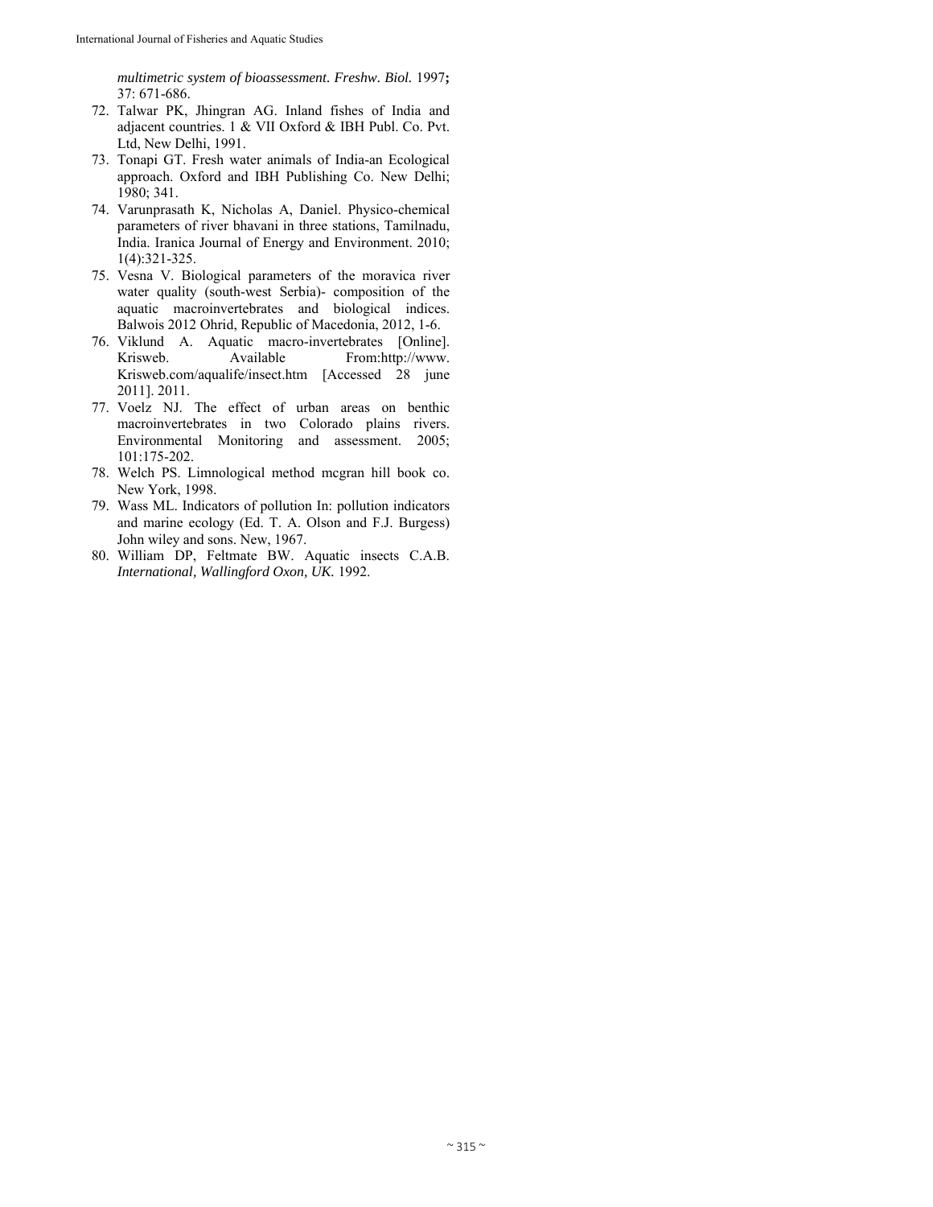*multimetric system of bioassessment. Freshw. Biol.* 1997**;** 37: 671-686.

72. Talwar PK, Jhingran AG. Inland fishes of India and adjacent countries. 1 & VII Oxford & IBH Publ. Co. Pvt. Ltd, New Delhi, 1991.
73. Tonapi GT. Fresh water animals of India-an Ecological approach. Oxford and IBH Publishing Co. New Delhi; 1980; 341.
74. Varunprasath K, Nicholas A, Daniel. Physico-chemical parameters of river bhavani in three stations, Tamilnadu, India. Iranica Journal of Energy and Environment. 2010; 1(4):321-325.
75. Vesna V. Biological parameters of the moravica river water quality (south-west Serbia)- composition of the aquatic macroinvertebrates and biological indices. Balwois 2012 Ohrid, Republic of Macedonia, 2012, 1-6.
76. Viklund A. Aquatic macro-invertebrates [Online]. Krisweb. Available From:http://www. Krisweb.com/aqualife/insect.htm [Accessed 28 june 2011]. 2011.
77. Voelz NJ. The effect of urban areas on benthic macroinvertebrates in two Colorado plains rivers. Environmental Monitoring and assessment. 2005; 101:175-202.
78. Welch PS. Limnological method mcgran hill book co. New York, 1998.
79. Wass ML. Indicators of pollution In: pollution indicators and marine ecology (Ed. T. A. Olson and F.J. Burgess) John wiley and sons. New, 1967.
80. William DP, Feltmate BW. Aquatic insects C.A.B. *International, Wallingford Oxon, UK.* 1992.